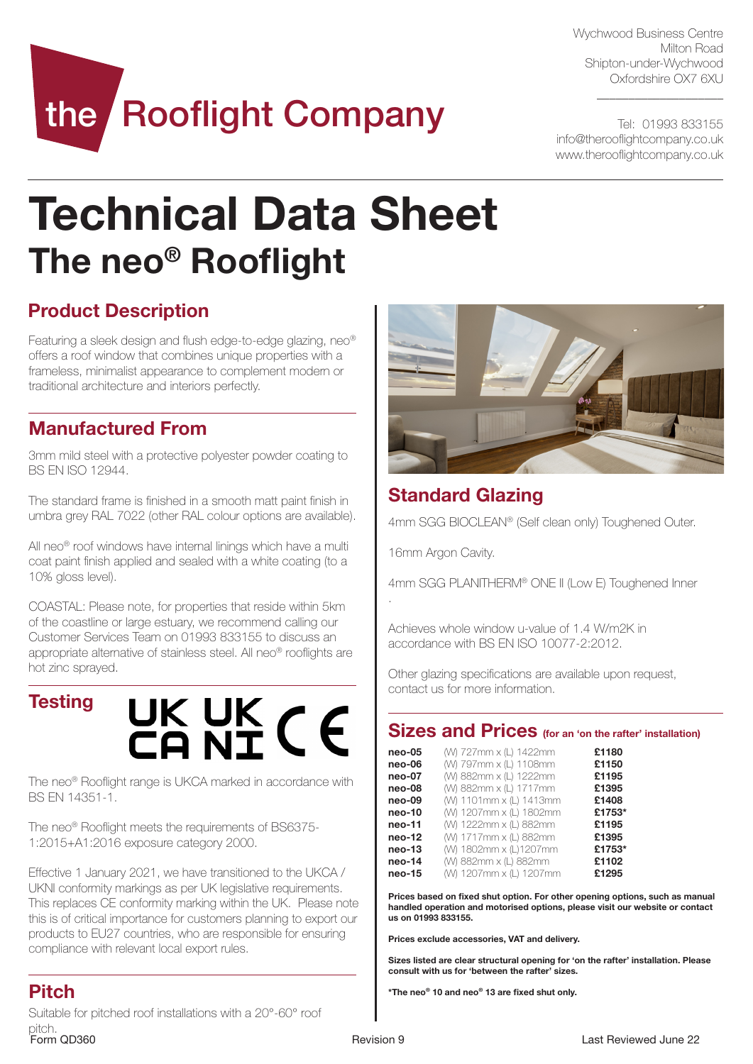# the Rooflight Company

Wychwood Business Centre
Milton Road
Shipton-under-Wychwood
Oxfordshire OX7 6XU

Tel: 01993 833155
info@therooflightcompany.co.uk
www.therooflightcompany.co.uk

# Technical Data Sheet

## The neo® Rooflight

### Product Description

Featuring a sleek design and flush edge-to-edge glazing, neo® offers a roof window that combines unique properties with a frameless, minimalist appearance to complement modern or traditional architecture and interiors perfectly.

### Manufactured From

3mm mild steel with a protective polyester powder coating to BS EN ISO 12944.

The standard frame is finished in a smooth matt paint finish in umbra grey RAL 7022 (other RAL colour options are available).

All neo® roof windows have internal linings which have a multi coat paint finish applied and sealed with a white coating (to a 10% gloss level).

COASTAL: Please note, for properties that reside within 5km of the coastline or large estuary, we recommend calling our Customer Services Team on 01993 833155 to discuss an appropriate alternative of stainless steel. All neo® rooflights are hot zinc sprayed.

### Testing

UK CA UK NI CE

The neo® Rooflight range is UKCA marked in accordance with BS EN 14351-1.

The neo® Rooflight meets the requirements of BS6375-1:2015+A1:2016 exposure category 2000.

Effective 1 January 2021, we have transitioned to the UKCA / UKNI conformity markings as per UK legislative requirements. This replaces CE conformity marking within the UK. Please note this is of critical importance for customers planning to export our products to EU27 countries, who are responsible for ensuring compliance with relevant local export rules.

### Pitch

Suitable for pitched roof installations with a 20°-60° roof pitch.

### Standard Glazing

4mm SGG BIOCLEAN® (Self clean only) Toughened Outer.

16mm Argon Cavity.

4mm SGG PLANITHERM® ONE II (Low E) Toughened Inner

.

Achieves whole window u-value of 1.4 W/m2K in accordance with BS EN ISO 10077-2:2012.

Other glazing specifications are available upon request, contact us for more information.

### Sizes and Prices (for an 'on the rafter' installation)

| Model | Size | Price |
|---|---|---|
| **neo-05** | (W) 727mm x (L) 1422mm | **£1180** |
| **neo-06** | (W) 797mm x (L) 1108mm | **£1150** |
| **neo-07** | (W) 882mm x (L) 1222mm | **£1195** |
| **neo-08** | (W) 882mm x (L) 1717mm | **£1395** |
| **neo-09** | (W) 1101mm x (L) 1413mm | **£1408** |
| **neo-10** | (W) 1207mm x (L) 1802mm | **£1753*** |
| **neo-11** | (W) 1222mm x (L) 882mm | **£1195** |
| **neo-12** | (W) 1717mm x (L) 882mm | **£1395** |
| **neo-13** | (W) 1802mm x (L)1207mm | **£1753*** |
| **neo-14** | (W) 882mm x (L) 882mm | **£1102** |
| **neo-15** | (W) 1207mm x (L) 1207mm | **£1295** |

**Prices based on fixed shut option. For other opening options, such as manual handled operation and motorised options, please visit our website or contact us on 01993 833155.**

**Prices exclude accessories, VAT and delivery.**

**Sizes listed are clear structural opening for 'on the rafter' installation. Please consult with us for 'between the rafter' sizes.**

**\*The neo® 10 and neo® 13 are fixed shut only.**

Form QD360 Revision 9 Last Reviewed June 22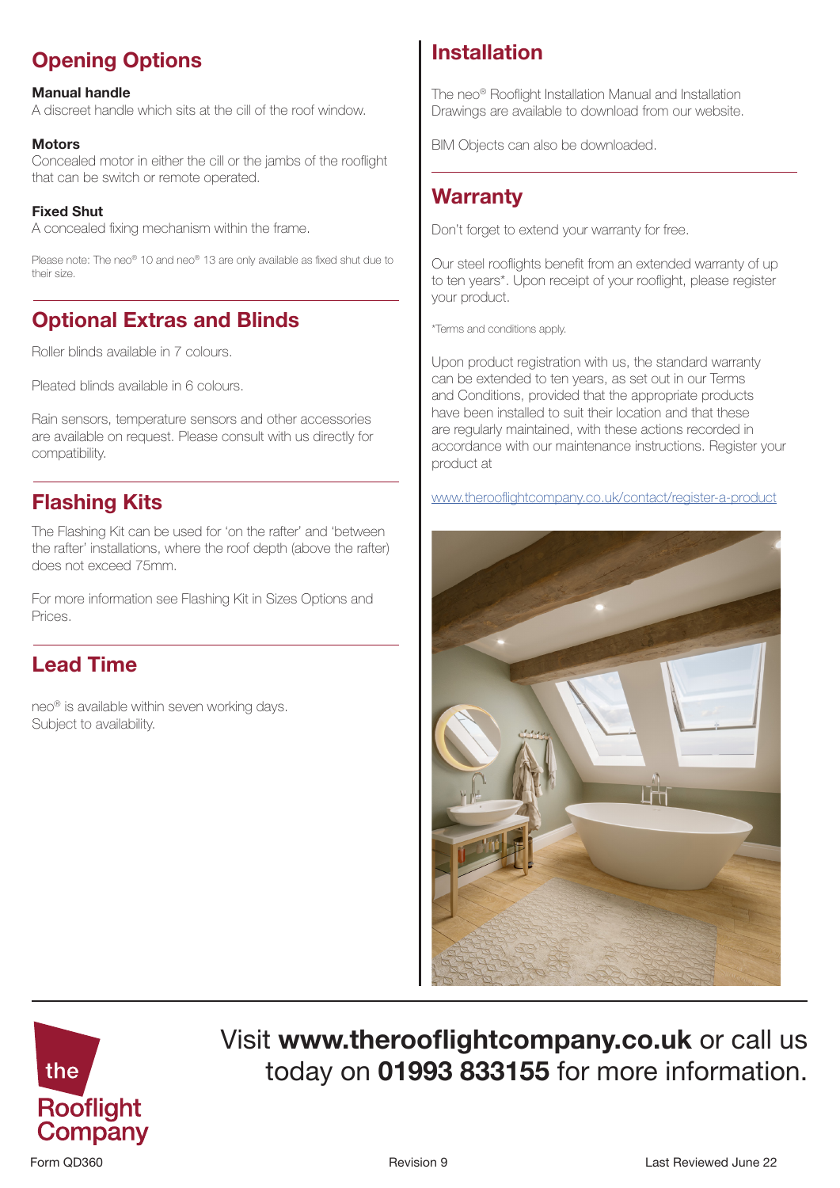## Opening Options

**Manual handle**
A discreet handle which sits at the cill of the roof window.

**Motors**
Concealed motor in either the cill or the jambs of the rooflight that can be switch or remote operated.

**Fixed Shut**
A concealed fixing mechanism within the frame.

Please note: The neo® 10 and neo® 13 are only available as fixed shut due to their size.

## Optional Extras and Blinds

Roller blinds available in 7 colours.

Pleated blinds available in 6 colours.

Rain sensors, temperature sensors and other accessories are available on request. Please consult with us directly for compatibility.

## Flashing Kits

The Flashing Kit can be used for 'on the rafter' and 'between the rafter' installations, where the roof depth (above the rafter) does not exceed 75mm.

For more information see Flashing Kit in Sizes Options and Prices.

## Lead Time

neo® is available within seven working days.
Subject to availability.

## Installation

The neo® Rooflight Installation Manual and Installation Drawings are available to download from our website.

BIM Objects can also be downloaded.

## Warranty

Don't forget to extend your warranty for free.

Our steel rooflights benefit from an extended warranty of up to ten years*. Upon receipt of your rooflight, please register your product.

*Terms and conditions apply.

Upon product registration with us, the standard warranty can be extended to ten years, as set out in our Terms and Conditions, provided that the appropriate products have been installed to suit their location and that these are regularly maintained, with these actions recorded in accordance with our maintenance instructions. Register your product at

www.therooflightcompany.co.uk/contact/register-a-product

Visit **www.therooflightcompany.co.uk** or call us today on **01993 833155** for more information.

the Rooflight Company

Form QD360 | Revision 9 | Last Reviewed June 22